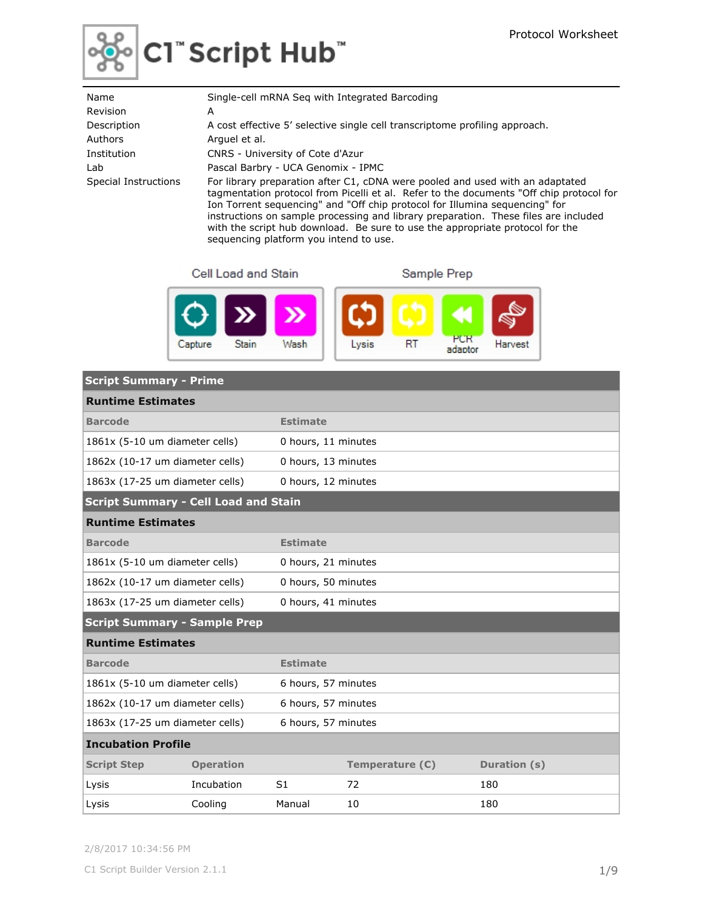# C1™ Script Hub™

Protocol Worksheet

| | |
|---|---|
| Name | Single-cell mRNA Seq with Integrated Barcoding |
| Revision | A |
| Description | A cost effective 5' selective single cell transcriptome profiling approach. |
| Authors | Arguel et al. |
| Institution | CNRS - University of Cote d'Azur |
| Lab | Pascal Barbry - UCA Genomix - IPMC |
| Special Instructions | For library preparation after C1, cDNA were pooled and used with an adaptated tagmentation protocol from Picelli et al. Refer to the documents "Off chip protocol for Ion Torrent sequencing" and "Off chip protocol for Illumina sequencing" for instructions on sample processing and library preparation. These files are included with the script hub download. Be sure to use the appropriate protocol for the sequencing platform you intend to use. |

**Cell Load and Stain:** Capture, Stain, Wash

**Sample Prep:** Lysis, RT, PCR adaptor, Harvest

## Script Summary - Prime

### Runtime Estimates

| Barcode | Estimate |
|---|---|
| 1861x (5-10 um diameter cells) | 0 hours, 11 minutes |
| 1862x (10-17 um diameter cells) | 0 hours, 13 minutes |
| 1863x (17-25 um diameter cells) | 0 hours, 12 minutes |

## Script Summary - Cell Load and Stain

### Runtime Estimates

| Barcode | Estimate |
|---|---|
| 1861x (5-10 um diameter cells) | 0 hours, 21 minutes |
| 1862x (10-17 um diameter cells) | 0 hours, 50 minutes |
| 1863x (17-25 um diameter cells) | 0 hours, 41 minutes |

## Script Summary - Sample Prep

### Runtime Estimates

| Barcode | Estimate |
|---|---|
| 1861x (5-10 um diameter cells) | 6 hours, 57 minutes |
| 1862x (10-17 um diameter cells) | 6 hours, 57 minutes |
| 1863x (17-25 um diameter cells) | 6 hours, 57 minutes |

### Incubation Profile

| Script Step | Operation | | Temperature (C) | Duration (s) |
|---|---|---|---|---|
| Lysis | Incubation | S1 | 72 | 180 |
| Lysis | Cooling | Manual | 10 | 180 |

2/8/2017 10:34:56 PM

C1 Script Builder Version 2.1.1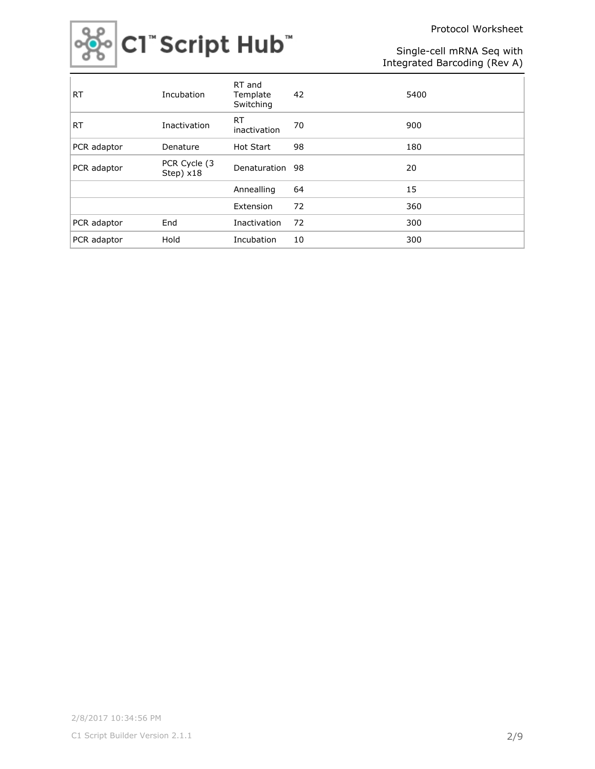| RT | Incubation | RT and Template Switching | 42 | 5400 |
|---|---|---|---|---|
| RT | Inactivation | RT inactivation | 70 | 900 |
| PCR adaptor | Denature | Hot Start | 98 | 180 |
| PCR adaptor | PCR Cycle (3 Step) x18 | Denaturation | 98 | 20 |
| | | Annealling | 64 | 15 |
| | | Extension | 72 | 360 |
| PCR adaptor | End | Inactivation | 72 | 300 |
| PCR adaptor | Hold | Incubation | 10 | 300 |

2/8/2017 10:34:56 PM

C1 Script Builder Version 2.1.1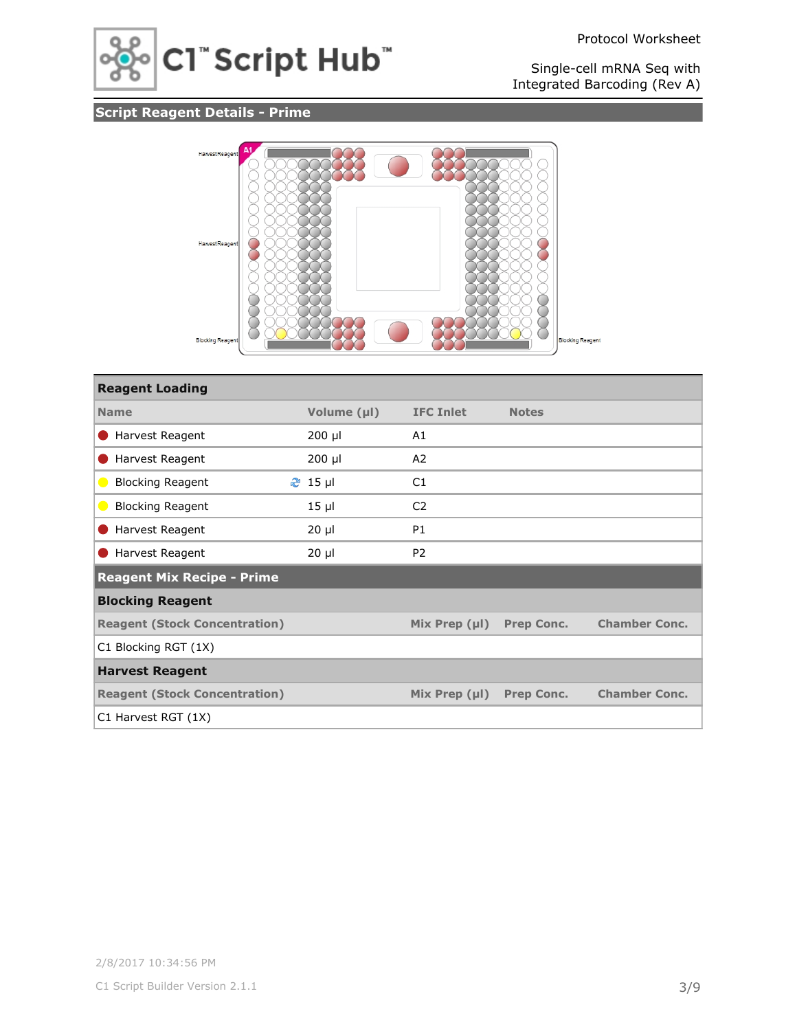## Script Reagent Details - Prime

Harvest Reagent

Harvest Reagent

Blocking Reagent

Blocking Reagent

### Reagent Loading

| Name | Volume (µl) | IFC Inlet | Notes |
|---|---|---|---|
| Harvest Reagent | 200 µl | A1 | |
| Harvest Reagent | 200 µl | A2 | |
| Blocking Reagent | 15 µl | C1 | |
| Blocking Reagent | 15 µl | C2 | |
| Harvest Reagent | 20 µl | P1 | |
| Harvest Reagent | 20 µl | P2 | |

### Reagent Mix Recipe - Prime

#### Blocking Reagent

| Reagent (Stock Concentration) | Mix Prep (µl) | Prep Conc. | Chamber Conc. |
|---|---|---|---|
| C1 Blocking RGT (1X) | | | |

#### Harvest Reagent

| Reagent (Stock Concentration) | Mix Prep (µl) | Prep Conc. | Chamber Conc. |
|---|---|---|---|
| C1 Harvest RGT (1X) | | | |

2/8/2017 10:34:56 PM

C1 Script Builder Version 2.1.1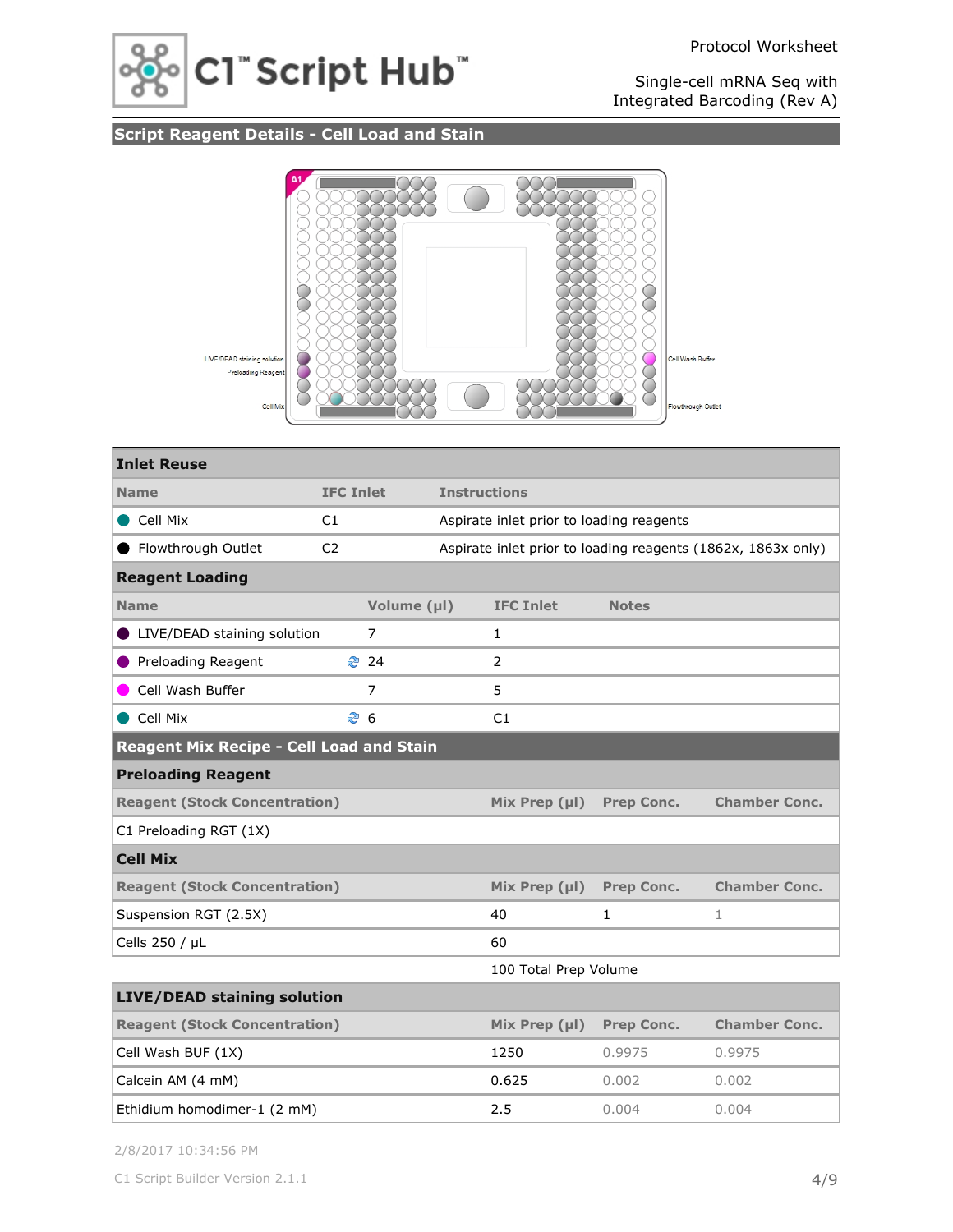C1™ Script Hub™

Protocol Worksheet

Single-cell mRNA Seq with Integrated Barcoding (Rev A)

## Script Reagent Details - Cell Load and Stain

LIVE/DEAD staining solution
Preloading Reagent
Cell Mix
Cell Wash Buffer
Flowthrough Outlet

### Inlet Reuse

| Name | IFC Inlet | Instructions |
|---|---|---|
| Cell Mix | C1 | Aspirate inlet prior to loading reagents |
| Flowthrough Outlet | C2 | Aspirate inlet prior to loading reagents (1862x, 1863x only) |

### Reagent Loading

| Name | Volume (µl) | IFC Inlet | Notes |
|---|---|---|---|
| LIVE/DEAD staining solution | 7 | 1 | |
| Preloading Reagent | 24 | 2 | |
| Cell Wash Buffer | 7 | 5 | |
| Cell Mix | 6 | C1 | |

## Reagent Mix Recipe - Cell Load and Stain

### Preloading Reagent

| Reagent (Stock Concentration) | Mix Prep (µl) | Prep Conc. | Chamber Conc. |
|---|---|---|---|
| C1 Preloading RGT (1X) | | | |

### Cell Mix

| Reagent (Stock Concentration) | Mix Prep (µl) | Prep Conc. | Chamber Conc. |
|---|---|---|---|
| Suspension RGT (2.5X) | 40 | 1 | 1 |
| Cells 250 / µL | 60 | | |
| | 100 Total Prep Volume | | |

### LIVE/DEAD staining solution

| Reagent (Stock Concentration) | Mix Prep (µl) | Prep Conc. | Chamber Conc. |
|---|---|---|---|
| Cell Wash BUF (1X) | 1250 | 0.9975 | 0.9975 |
| Calcein AM (4 mM) | 0.625 | 0.002 | 0.002 |
| Ethidium homodimer-1 (2 mM) | 2.5 | 0.004 | 0.004 |

2/8/2017 10:34:56 PM

C1 Script Builder Version 2.1.1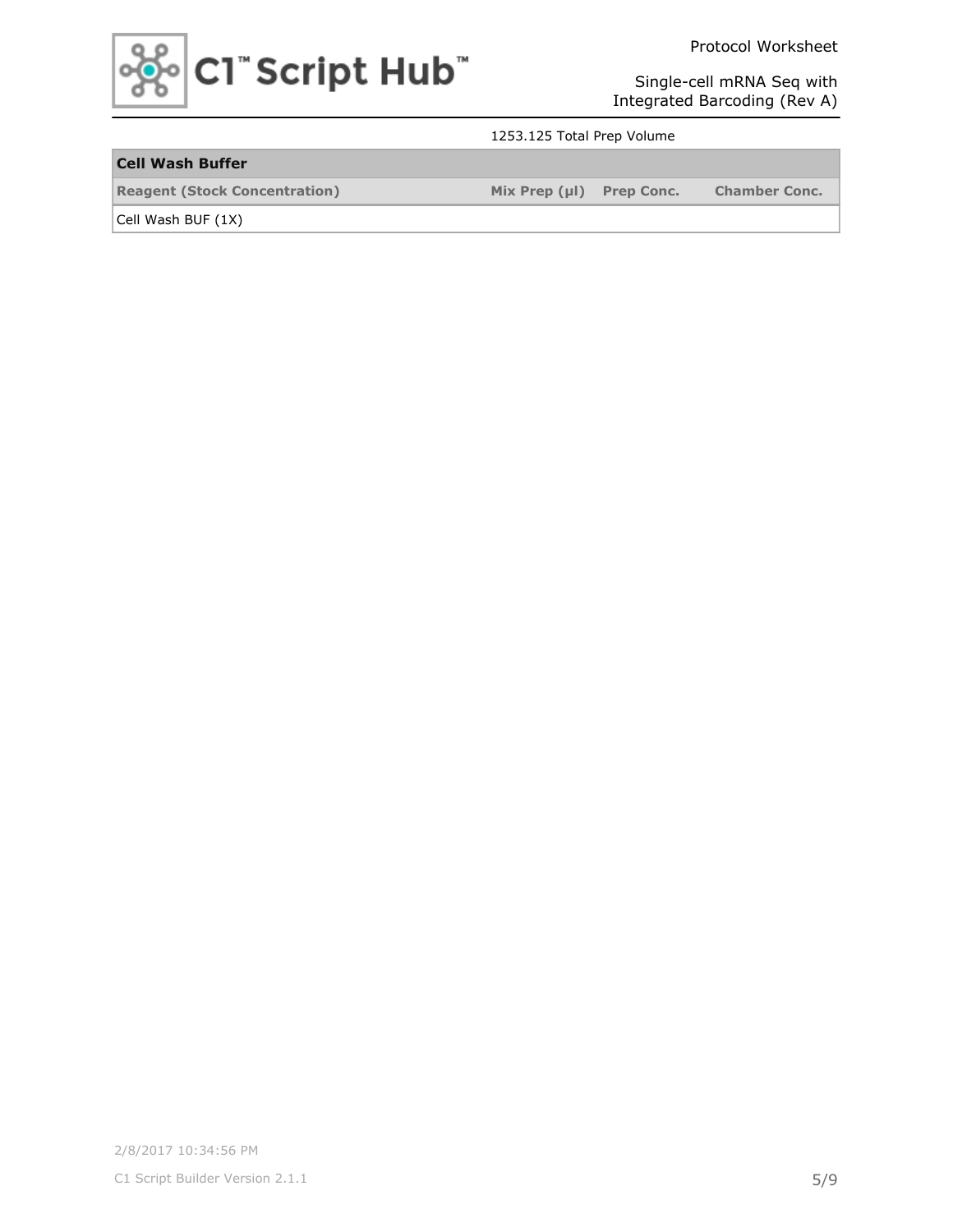1253.125 Total Prep Volume

| Cell Wash Buffer | | | |
|---|---|---|---|
| **Reagent (Stock Concentration)** | **Mix Prep (µl)** | **Prep Conc.** | **Chamber Conc.** |
| Cell Wash BUF (1X) | | | |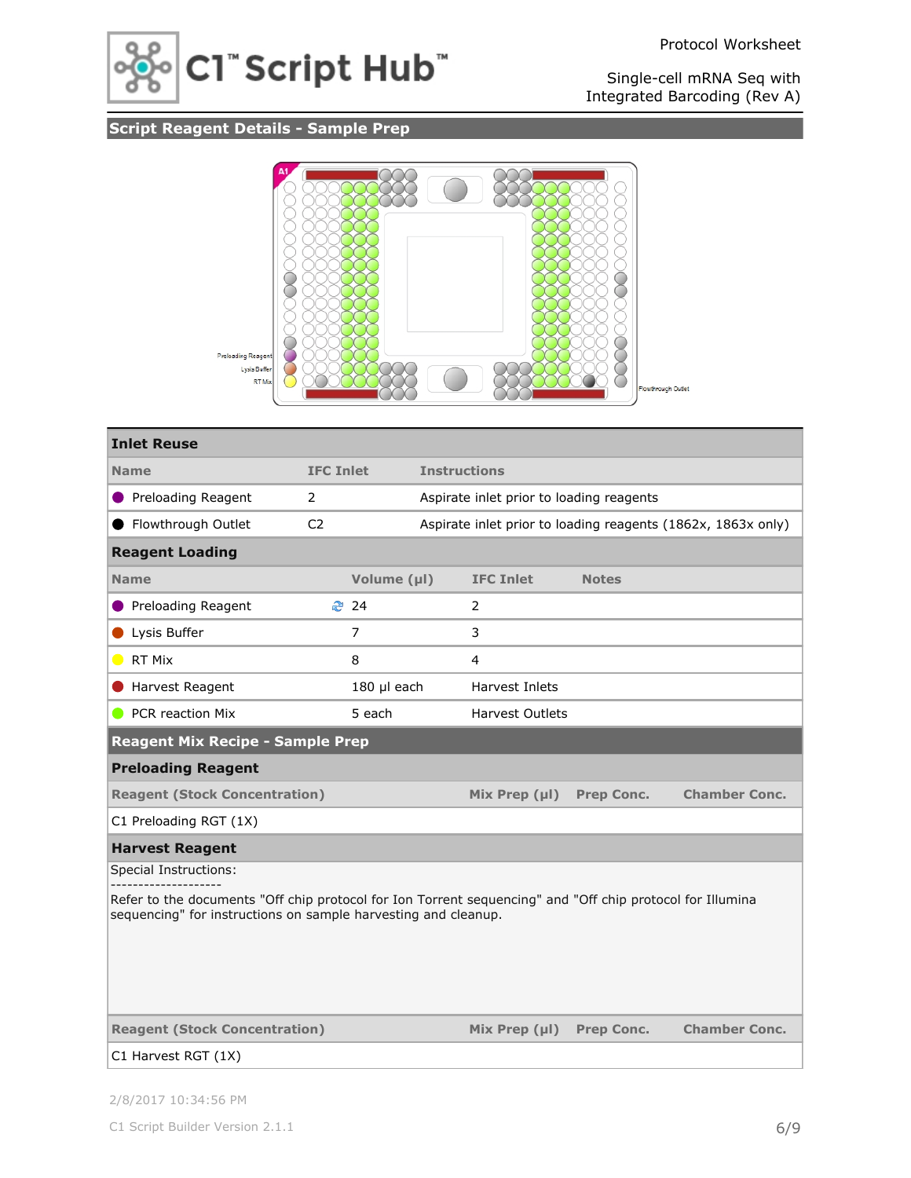## Script Reagent Details - Sample Prep

Preloading Reagent

Lysis Buffer

RT Mix

Flowthrough Outlet

### Inlet Reuse

| Name | IFC Inlet | Instructions |
|---|---|---|
| Preloading Reagent | 2 | Aspirate inlet prior to loading reagents |
| Flowthrough Outlet | C2 | Aspirate inlet prior to loading reagents (1862x, 1863x only) |

### Reagent Loading

| Name | Volume (µl) | IFC Inlet | Notes |
|---|---|---|---|
| Preloading Reagent | 24 | 2 | |
| Lysis Buffer | 7 | 3 | |
| RT Mix | 8 | 4 | |
| Harvest Reagent | 180 µl each | Harvest Inlets | |
| PCR reaction Mix | 5 each | Harvest Outlets | |

## Reagent Mix Recipe - Sample Prep

### Preloading Reagent

| Reagent (Stock Concentration) | Mix Prep (µl) | Prep Conc. | Chamber Conc. |
|---|---|---|---|
| C1 Preloading RGT (1X) | | | |

### Harvest Reagent

Special Instructions:
--------------------
Refer to the documents "Off chip protocol for Ion Torrent sequencing" and "Off chip protocol for Illumina sequencing" for instructions on sample harvesting and cleanup.

| Reagent (Stock Concentration) | Mix Prep (µl) | Prep Conc. | Chamber Conc. |
|---|---|---|---|
| C1 Harvest RGT (1X) | | | |

2/8/2017 10:34:56 PM

C1 Script Builder Version 2.1.1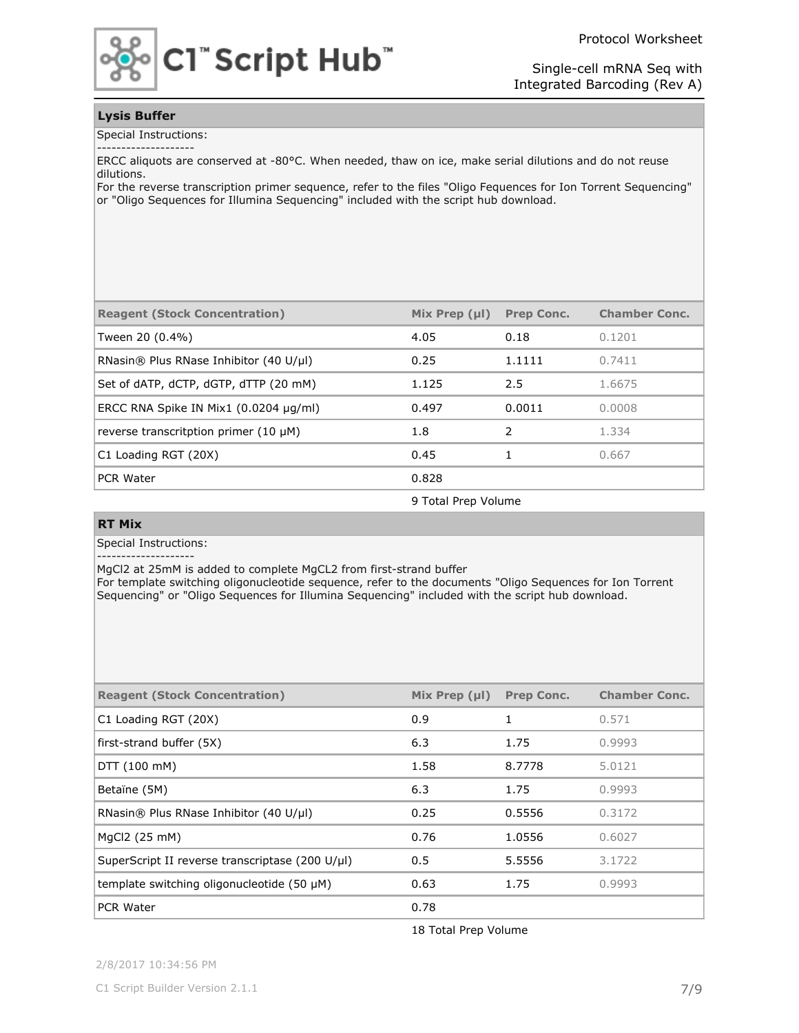## Lysis Buffer

Special Instructions:

-------------------

ERCC aliquots are conserved at -80°C. When needed, thaw on ice, make serial dilutions and do not reuse dilutions.
For the reverse transcription primer sequence, refer to the files "Oligo Fequences for Ion Torrent Sequencing" or "Oligo Sequences for Illumina Sequencing" included with the script hub download.

| Reagent (Stock Concentration) | Mix Prep (µl) | Prep Conc. | Chamber Conc. |
|---|---|---|---|
| Tween 20 (0.4%) | 4.05 | 0.18 | 0.1201 |
| RNasin® Plus RNase Inhibitor (40 U/µl) | 0.25 | 1.1111 | 0.7411 |
| Set of dATP, dCTP, dGTP, dTTP (20 mM) | 1.125 | 2.5 | 1.6675 |
| ERCC RNA Spike IN Mix1 (0.0204 µg/ml) | 0.497 | 0.0011 | 0.0008 |
| reverse transcritption primer (10 µM) | 1.8 | 2 | 1.334 |
| C1 Loading RGT (20X) | 0.45 | 1 | 0.667 |
| PCR Water | 0.828 | | |

9 Total Prep Volume

## RT Mix

Special Instructions:

-------------------

MgCl2 at 25mM is added to complete MgCL2 from first-strand buffer
For template switching oligonucleotide sequence, refer to the documents "Oligo Sequences for Ion Torrent Sequencing" or "Oligo Sequences for Illumina Sequencing" included with the script hub download.

| Reagent (Stock Concentration) | Mix Prep (µl) | Prep Conc. | Chamber Conc. |
|---|---|---|---|
| C1 Loading RGT (20X) | 0.9 | 1 | 0.571 |
| first-strand buffer (5X) | 6.3 | 1.75 | 0.9993 |
| DTT (100 mM) | 1.58 | 8.7778 | 5.0121 |
| Betaïne (5M) | 6.3 | 1.75 | 0.9993 |
| RNasin® Plus RNase Inhibitor (40 U/µl) | 0.25 | 0.5556 | 0.3172 |
| MgCl2 (25 mM) | 0.76 | 1.0556 | 0.6027 |
| SuperScript II reverse transcriptase (200 U/µl) | 0.5 | 5.5556 | 3.1722 |
| template switching oligonucleotide (50 µM) | 0.63 | 1.75 | 0.9993 |
| PCR Water | 0.78 | | |

18 Total Prep Volume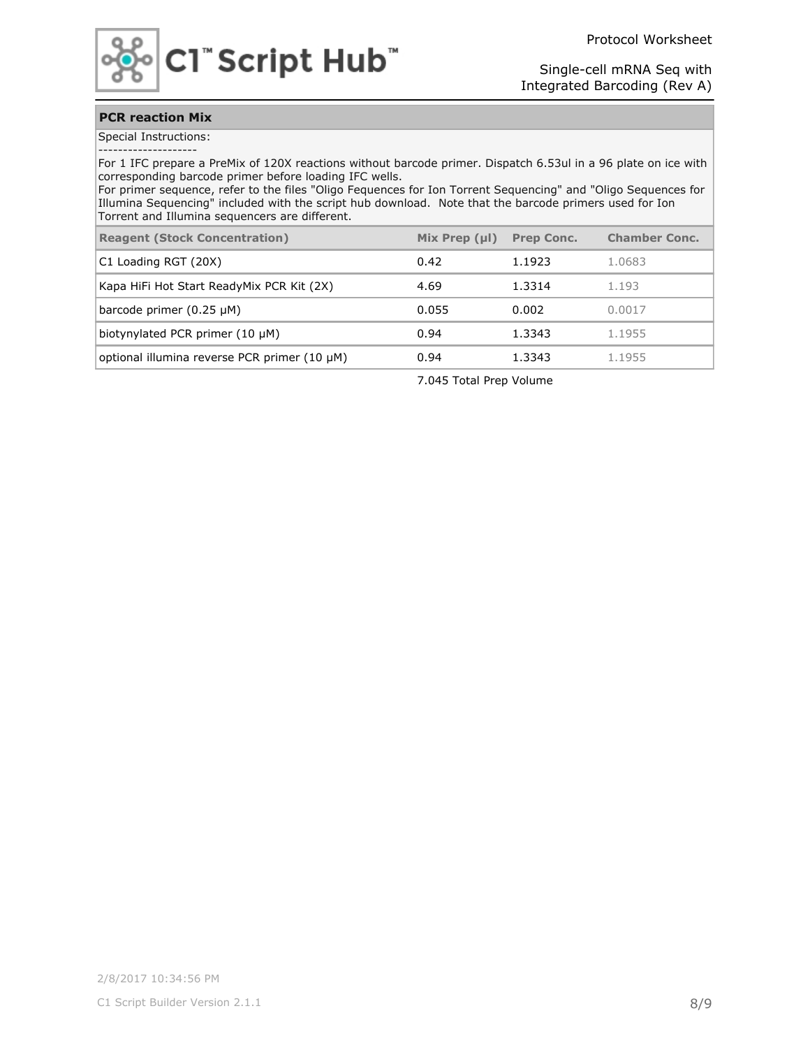## PCR reaction Mix

Special Instructions:
-------------------
For 1 IFC prepare a PreMix of 120X reactions without barcode primer. Dispatch 6.53ul in a 96 plate on ice with corresponding barcode primer before loading IFC wells.
For primer sequence, refer to the files "Oligo Fequences for Ion Torrent Sequencing" and "Oligo Sequences for Illumina Sequencing" included with the script hub download. Note that the barcode primers used for Ion Torrent and Illumina sequencers are different.

| Reagent (Stock Concentration) | Mix Prep (µl) | Prep Conc. | Chamber Conc. |
|---|---|---|---|
| C1 Loading RGT (20X) | 0.42 | 1.1923 | 1.0683 |
| Kapa HiFi Hot Start ReadyMix PCR Kit (2X) | 4.69 | 1.3314 | 1.193 |
| barcode primer (0.25 µM) | 0.055 | 0.002 | 0.0017 |
| biotynylated PCR primer (10 µM) | 0.94 | 1.3343 | 1.1955 |
| optional illumina reverse PCR primer (10 µM) | 0.94 | 1.3343 | 1.1955 |
| | 7.045 Total Prep Volume | | |

2/8/2017 10:34:56 PM

C1 Script Builder Version 2.1.1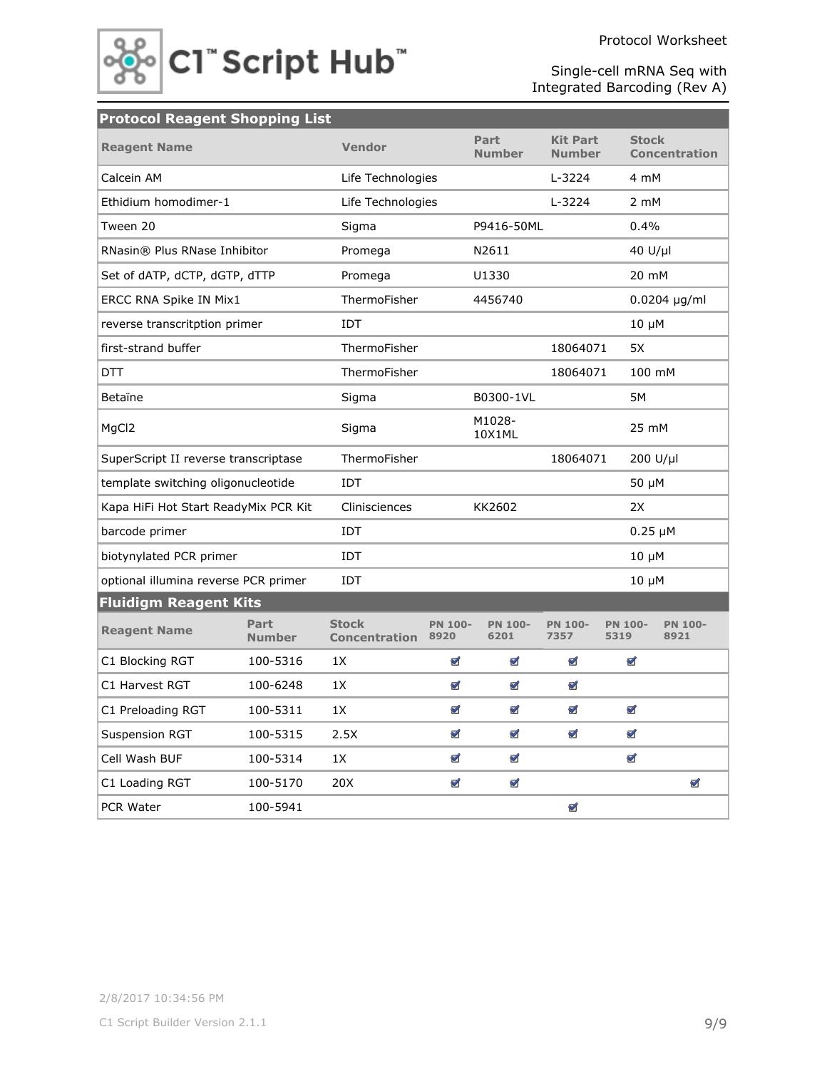## Protocol Reagent Shopping List

| Reagent Name | Vendor | Part Number | Kit Part Number | Stock Concentration |
|---|---|---|---|---|
| Calcein AM | Life Technologies | | L-3224 | 4 mM |
| Ethidium homodimer-1 | Life Technologies | | L-3224 | 2 mM |
| Tween 20 | Sigma | P9416-50ML | | 0.4% |
| RNasin® Plus RNase Inhibitor | Promega | N2611 | | 40 U/µl |
| Set of dATP, dCTP, dGTP, dTTP | Promega | U1330 | | 20 mM |
| ERCC RNA Spike IN Mix1 | ThermoFisher | 4456740 | | 0.0204 µg/ml |
| reverse transcritption primer | IDT | | | 10 µM |
| first-strand buffer | ThermoFisher | | 18064071 | 5X |
| DTT | ThermoFisher | | 18064071 | 100 mM |
| Betaïne | Sigma | B0300-1VL | | 5M |
| MgCl2 | Sigma | M1028-10X1ML | | 25 mM |
| SuperScript II reverse transcriptase | ThermoFisher | | 18064071 | 200 U/µl |
| template switching oligonucleotide | IDT | | | 50 µM |
| Kapa HiFi Hot Start ReadyMix PCR Kit | Clinisciences | KK2602 | | 2X |
| barcode primer | IDT | | | 0.25 µM |
| biotynylated PCR primer | IDT | | | 10 µM |
| optional illumina reverse PCR primer | IDT | | | 10 µM |

## Fluidigm Reagent Kits

| Reagent Name | Part Number | Stock Concentration | PN 100-8920 | PN 100-6201 | PN 100-7357 | PN 100-5319 | PN 100-8921 |
|---|---|---|---|---|---|---|---|
| C1 Blocking RGT | 100-5316 | 1X | ☑ | ☑ | ☑ | ☑ | |
| C1 Harvest RGT | 100-6248 | 1X | ☑ | ☑ | ☑ | | |
| C1 Preloading RGT | 100-5311 | 1X | ☑ | ☑ | ☑ | ☑ | |
| Suspension RGT | 100-5315 | 2.5X | ☑ | ☑ | ☑ | ☑ | |
| Cell Wash BUF | 100-5314 | 1X | ☑ | ☑ | | ☑ | |
| C1 Loading RGT | 100-5170 | 20X | ☑ | ☑ | | | ☑ |
| PCR Water | 100-5941 | | | | ☑ | | |